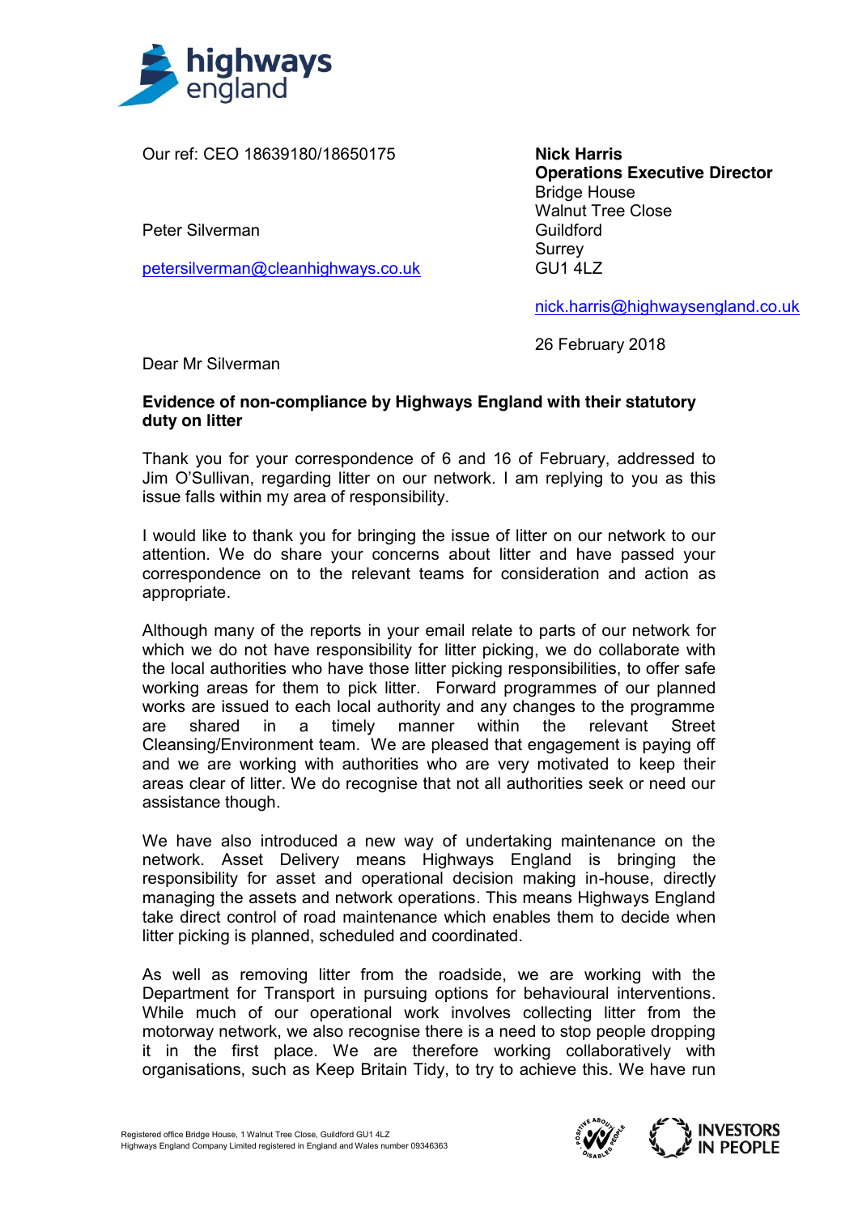Our ref: CEO 18639180/18650175

**Nick Harris**
**Operations Executive Director**
Bridge House
Walnut Tree Close
Guildford
Surrey
GU1 4LZ

nick.harris@highwaysengland.co.uk

26 February 2018

Peter Silverman

petersilverman@cleanhighways.co.uk

Dear Mr Silverman

**Evidence of non-compliance by Highways England with their statutory duty on litter**

Thank you for your correspondence of 6 and 16 of February, addressed to Jim O'Sullivan, regarding litter on our network. I am replying to you as this issue falls within my area of responsibility.

I would like to thank you for bringing the issue of litter on our network to our attention. We do share your concerns about litter and have passed your correspondence on to the relevant teams for consideration and action as appropriate.

Although many of the reports in your email relate to parts of our network for which we do not have responsibility for litter picking, we do collaborate with the local authorities who have those litter picking responsibilities, to offer safe working areas for them to pick litter. Forward programmes of our planned works are issued to each local authority and any changes to the programme are shared in a timely manner within the relevant Street Cleansing/Environment team. We are pleased that engagement is paying off and we are working with authorities who are very motivated to keep their areas clear of litter. We do recognise that not all authorities seek or need our assistance though.

We have also introduced a new way of undertaking maintenance on the network. Asset Delivery means Highways England is bringing the responsibility for asset and operational decision making in-house, directly managing the assets and network operations. This means Highways England take direct control of road maintenance which enables them to decide when litter picking is planned, scheduled and coordinated.

As well as removing litter from the roadside, we are working with the Department for Transport in pursuing options for behavioural interventions. While much of our operational work involves collecting litter from the motorway network, we also recognise there is a need to stop people dropping it in the first place. We are therefore working collaboratively with organisations, such as Keep Britain Tidy, to try to achieve this. We have run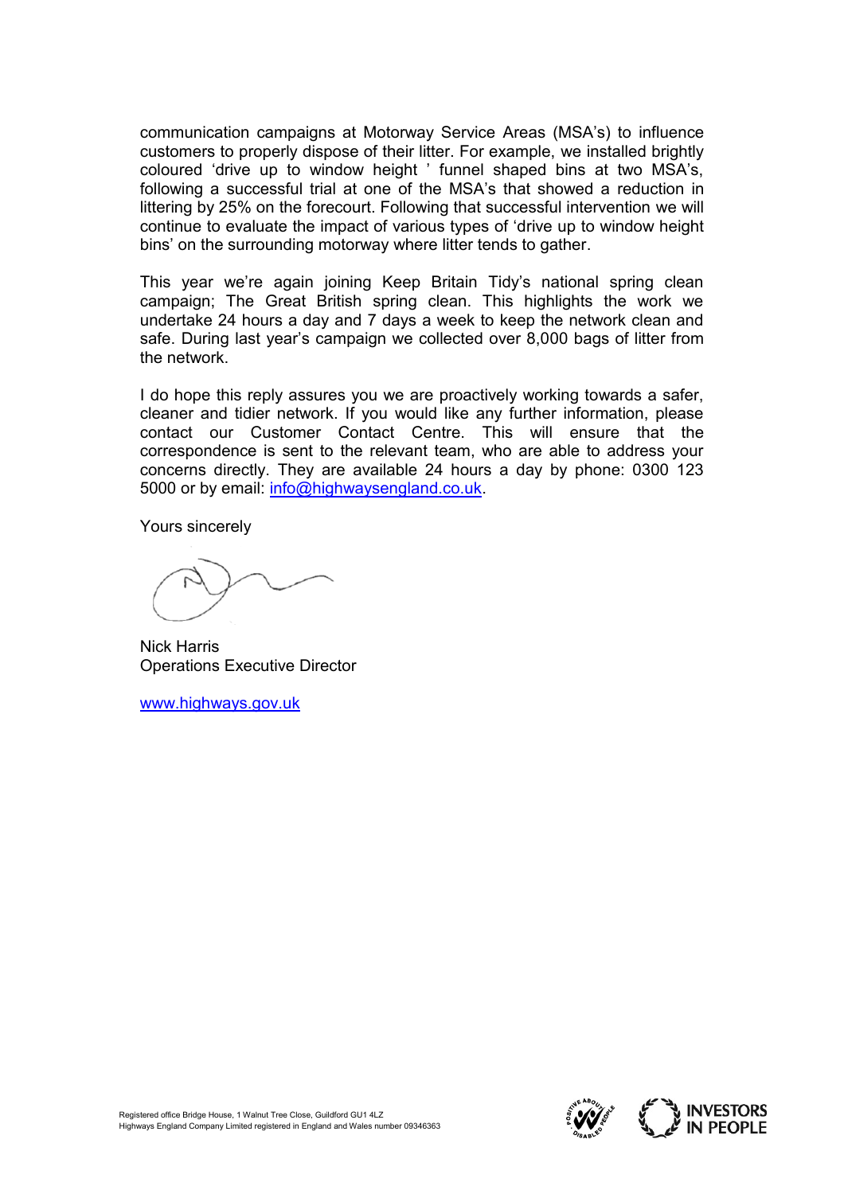communication campaigns at Motorway Service Areas (MSA's) to influence customers to properly dispose of their litter. For example, we installed brightly coloured 'drive up to window height ' funnel shaped bins at two MSA's, following a successful trial at one of the MSA's that showed a reduction in littering by 25% on the forecourt. Following that successful intervention we will continue to evaluate the impact of various types of 'drive up to window height bins' on the surrounding motorway where litter tends to gather.

This year we're again joining Keep Britain Tidy's national spring clean campaign; The Great British spring clean. This highlights the work we undertake 24 hours a day and 7 days a week to keep the network clean and safe. During last year's campaign we collected over 8,000 bags of litter from the network.

I do hope this reply assures you we are proactively working towards a safer, cleaner and tidier network. If you would like any further information, please contact our Customer Contact Centre. This will ensure that the correspondence is sent to the relevant team, who are able to address your concerns directly. They are available 24 hours a day by phone: 0300 123 5000 or by email: info@highwaysengland.co.uk.

Yours sincerely

Nick Harris
Operations Executive Director

www.highways.gov.uk

Registered office Bridge House, 1 Walnut Tree Close, Guildford GU1 4LZ
Highways England Company Limited registered in England and Wales number 09346363